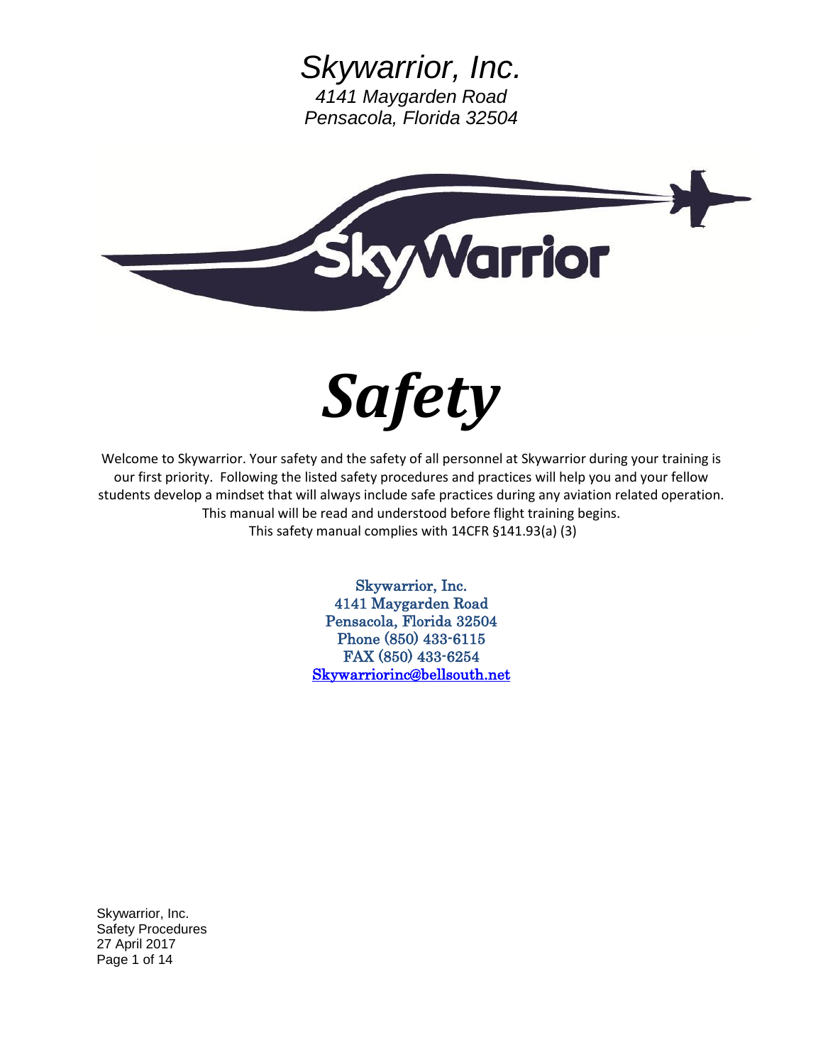# *Skywarrior, Inc.*

*4141 Maygarden Road*
*Pensacola, Florida 32504*

# ***Safety***

Welcome to Skywarrior. Your safety and the safety of all personnel at Skywarrior during your training is our first priority. Following the listed safety procedures and practices will help you and your fellow students develop a mindset that will always include safe practices during any aviation related operation. This manual will be read and understood before flight training begins.
This safety manual complies with 14CFR §141.93(a) (3)

Skywarrior, Inc.
4141 Maygarden Road
Pensacola, Florida 32504
Phone (850) 433-6115
FAX (850) 433-6254
Skywarriorinc@bellsouth.net

Skywarrior, Inc.
Safety Procedures
27 April 2017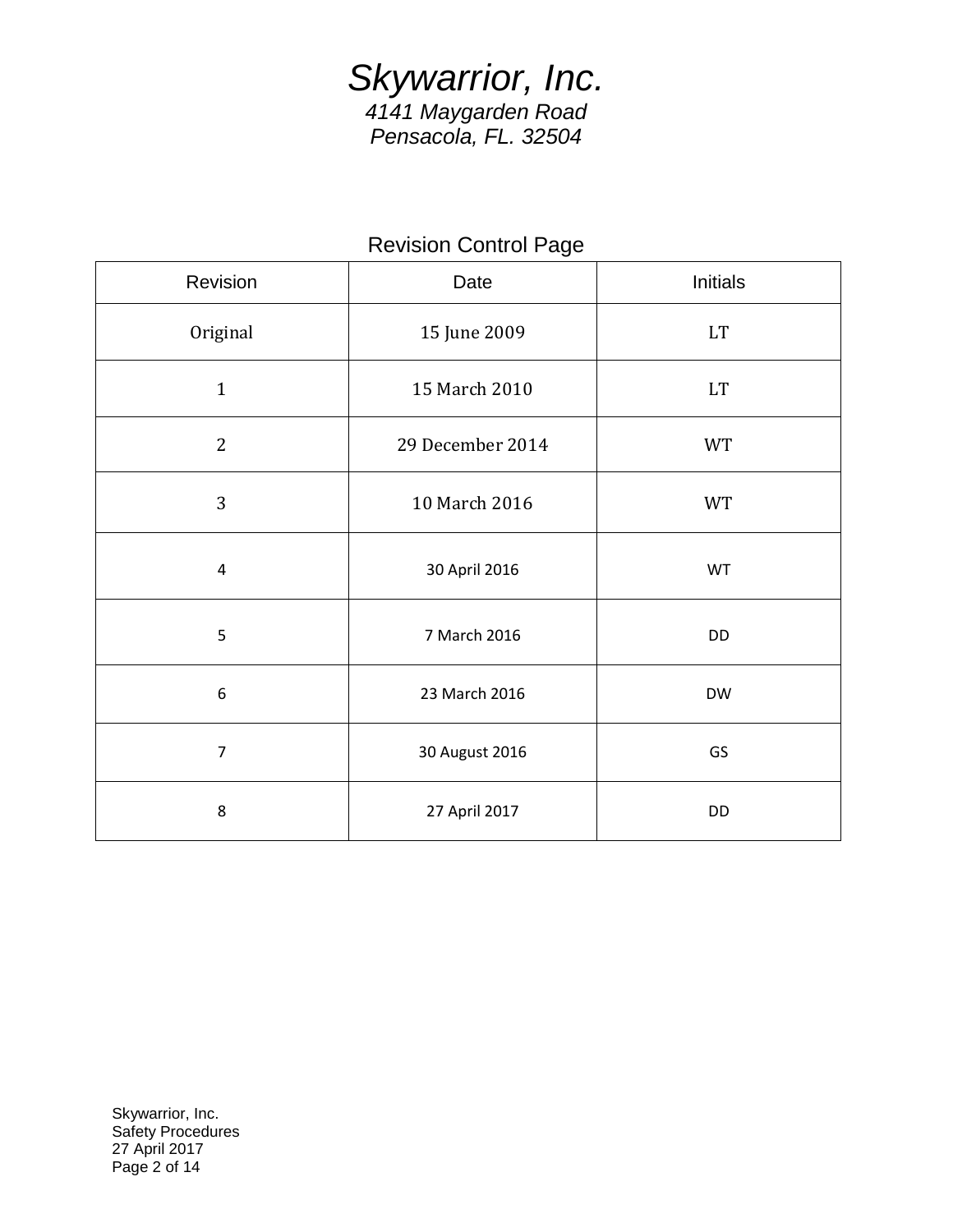# *Skywarrior, Inc.*

*4141 Maygarden Road*
*Pensacola, FL. 32504*

## Revision Control Page

| Revision | Date | Initials |
|---|---|---|
| Original | 15 June 2009 | LT |
| 1 | 15 March 2010 | LT |
| 2 | 29 December 2014 | WT |
| 3 | 10 March 2016 | WT |
| 4 | 30 April 2016 | WT |
| 5 | 7 March 2016 | DD |
| 6 | 23 March 2016 | DW |
| 7 | 30 August 2016 | GS |
| 8 | 27 April 2017 | DD |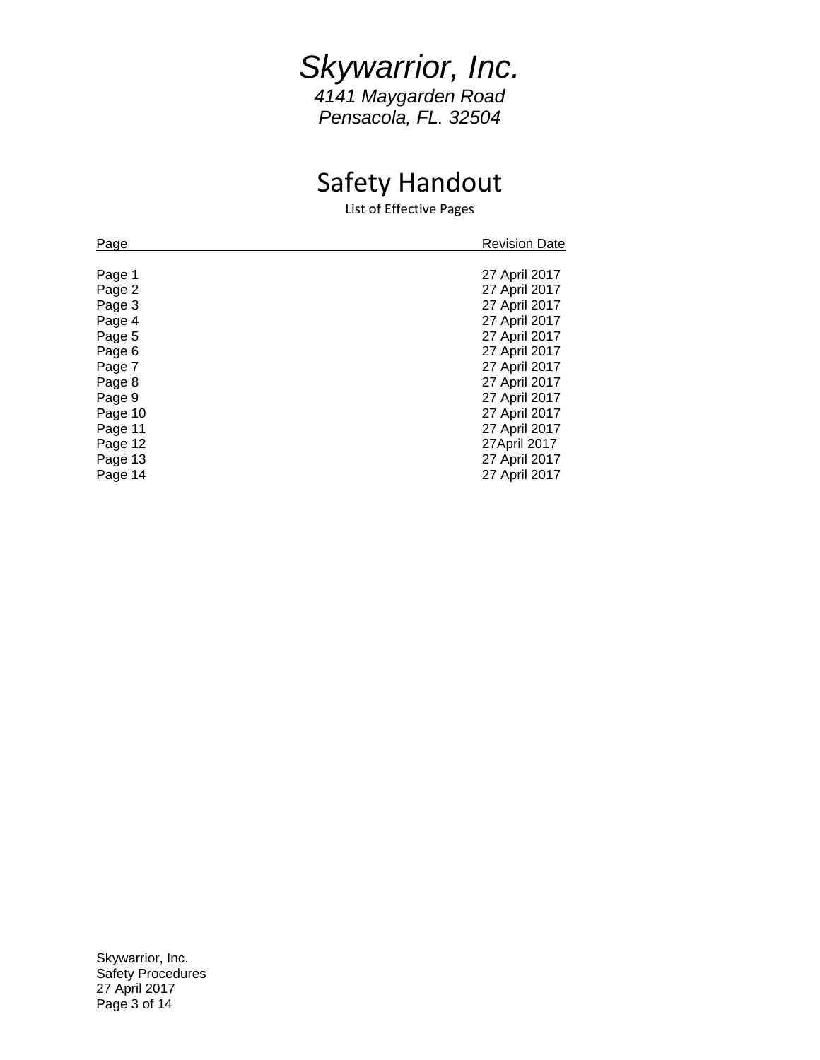# *Skywarrior, Inc.*

*4141 Maygarden Road*
*Pensacola, FL. 32504*

## Safety Handout

List of Effective Pages

| Page | Revision Date |
|---|---|
| Page 1 | 27 April 2017 |
| Page 2 | 27 April 2017 |
| Page 3 | 27 April 2017 |
| Page 4 | 27 April 2017 |
| Page 5 | 27 April 2017 |
| Page 6 | 27 April 2017 |
| Page 7 | 27 April 2017 |
| Page 8 | 27 April 2017 |
| Page 9 | 27 April 2017 |
| Page 10 | 27 April 2017 |
| Page 11 | 27 April 2017 |
| Page 12 | 27April 2017 |
| Page 13 | 27 April 2017 |
| Page 14 | 27 April 2017 |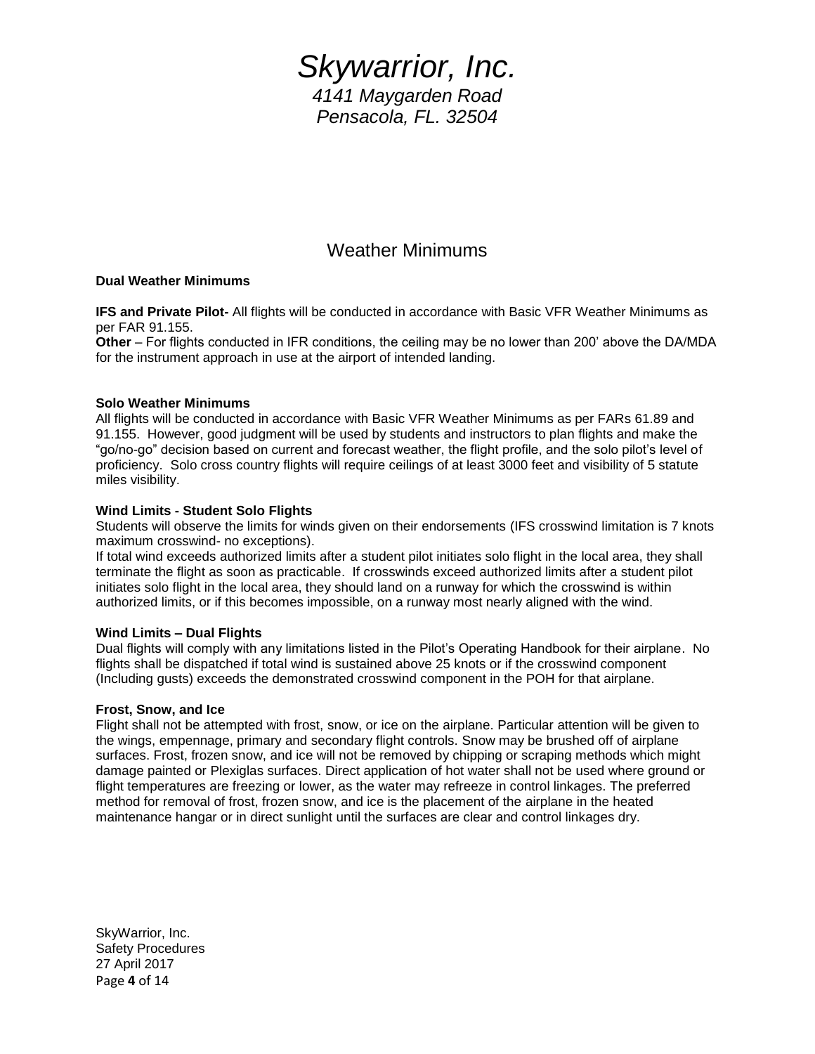# Skywarrior, Inc.

*4141 Maygarden Road*
*Pensacola, FL. 32504*

## Weather Minimums

**Dual Weather Minimums**

**IFS and Private Pilot-** All flights will be conducted in accordance with Basic VFR Weather Minimums as per FAR 91.155.
**Other** – For flights conducted in IFR conditions, the ceiling may be no lower than 200' above the DA/MDA for the instrument approach in use at the airport of intended landing.

**Solo Weather Minimums**
All flights will be conducted in accordance with Basic VFR Weather Minimums as per FARs 61.89 and 91.155. However, good judgment will be used by students and instructors to plan flights and make the "go/no-go" decision based on current and forecast weather, the flight profile, and the solo pilot's level of proficiency. Solo cross country flights will require ceilings of at least 3000 feet and visibility of 5 statute miles visibility.

**Wind Limits - Student Solo Flights**
Students will observe the limits for winds given on their endorsements (IFS crosswind limitation is 7 knots maximum crosswind- no exceptions).
If total wind exceeds authorized limits after a student pilot initiates solo flight in the local area, they shall terminate the flight as soon as practicable. If crosswinds exceed authorized limits after a student pilot initiates solo flight in the local area, they should land on a runway for which the crosswind is within authorized limits, or if this becomes impossible, on a runway most nearly aligned with the wind.

**Wind Limits – Dual Flights**
Dual flights will comply with any limitations listed in the Pilot's Operating Handbook for their airplane. No flights shall be dispatched if total wind is sustained above 25 knots or if the crosswind component (Including gusts) exceeds the demonstrated crosswind component in the POH for that airplane.

**Frost, Snow, and Ice**
Flight shall not be attempted with frost, snow, or ice on the airplane. Particular attention will be given to the wings, empennage, primary and secondary flight controls. Snow may be brushed off of airplane surfaces. Frost, frozen snow, and ice will not be removed by chipping or scraping methods which might damage painted or Plexiglas surfaces. Direct application of hot water shall not be used where ground or flight temperatures are freezing or lower, as the water may refreeze in control linkages. The preferred method for removal of frost, frozen snow, and ice is the placement of the airplane in the heated maintenance hangar or in direct sunlight until the surfaces are clear and control linkages dry.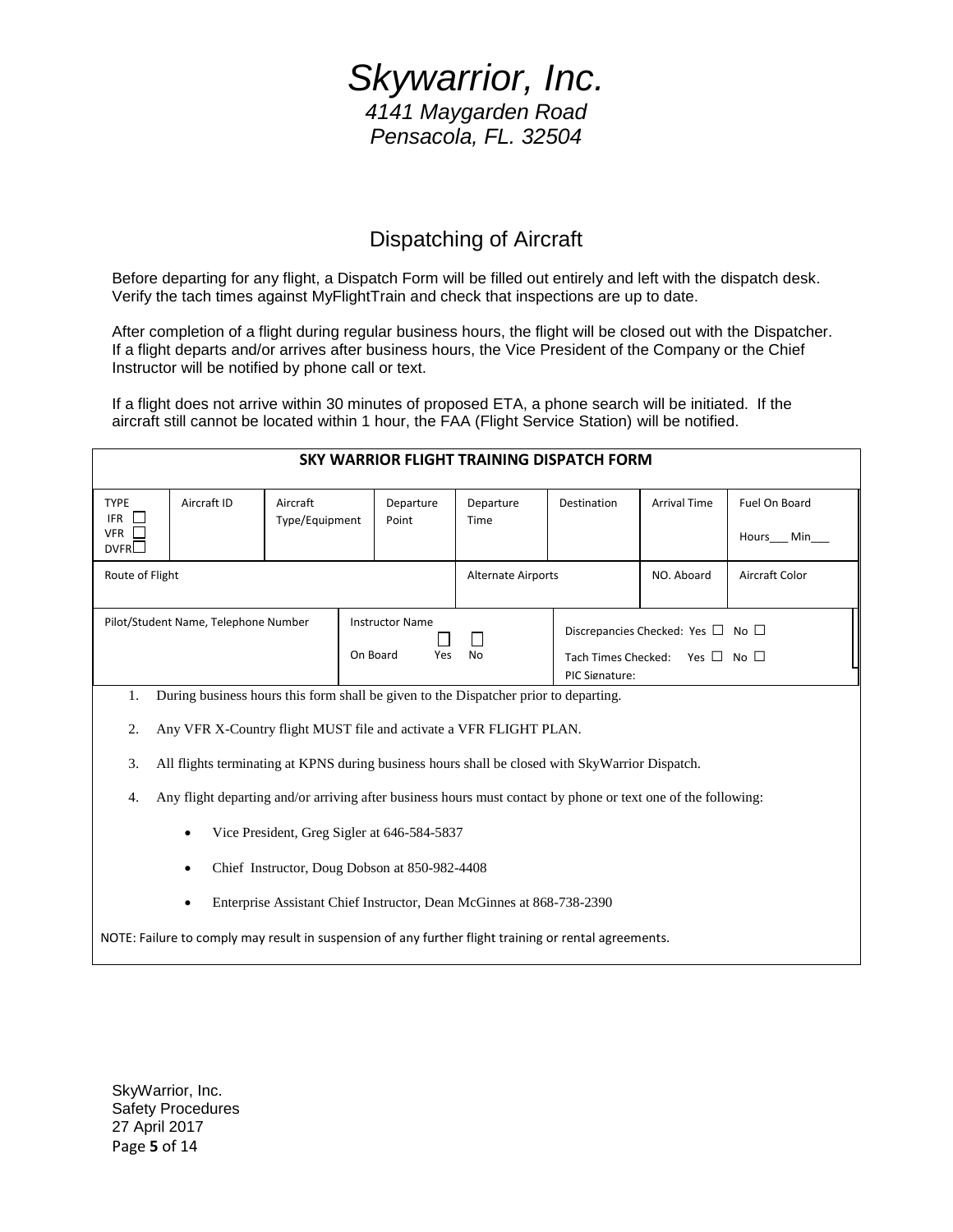# *Skywarrior, Inc.*

*4141 Maygarden Road*
*Pensacola, FL. 32504*

## Dispatching of Aircraft

Before departing for any flight, a Dispatch Form will be filled out entirely and left with the dispatch desk. Verify the tach times against MyFlightTrain and check that inspections are up to date.

After completion of a flight during regular business hours, the flight will be closed out with the Dispatcher. If a flight departs and/or arrives after business hours, the Vice President of the Company or the Chief Instructor will be notified by phone call or text.

If a flight does not arrive within 30 minutes of proposed ETA, a phone search will be initiated. If the aircraft still cannot be located within 1 hour, the FAA (Flight Service Station) will be notified.

**SKY WARRIOR FLIGHT TRAINING DISPATCH FORM**

| TYPE<br>IFR ☐<br>VFR ☐<br>DVFR☐ | Aircraft ID | Aircraft Type/Equipment | Departure Point | Departure Time | Destination | Arrival Time | Fuel On Board<br>Hours___ Min___ |
|---|---|---|---|---|---|---|---|
| Route of Flight | | | | Alternate Airports | | NO. Aboard | Aircraft Color |
| Pilot/Student Name, Telephone Number | | | Instructor Name<br>On Board ☐ Yes ☐ No | | Discrepancies Checked: Yes ☐ No ☐<br>Tach Times Checked: Yes ☐ No ☐<br>PIC Signature: | | |

1. During business hours this form shall be given to the Dispatcher prior to departing.
2. Any VFR X-Country flight MUST file and activate a VFR FLIGHT PLAN.
3. All flights terminating at KPNS during business hours shall be closed with SkyWarrior Dispatch.
4. Any flight departing and/or arriving after business hours must contact by phone or text one of the following:
   - Vice President, Greg Sigler at 646-584-5837
   - Chief Instructor, Doug Dobson at 850-982-4408
   - Enterprise Assistant Chief Instructor, Dean McGinnes at 868-738-2390

NOTE: Failure to comply may result in suspension of any further flight training or rental agreements.

SkyWarrior, Inc.
Safety Procedures
27 April 2017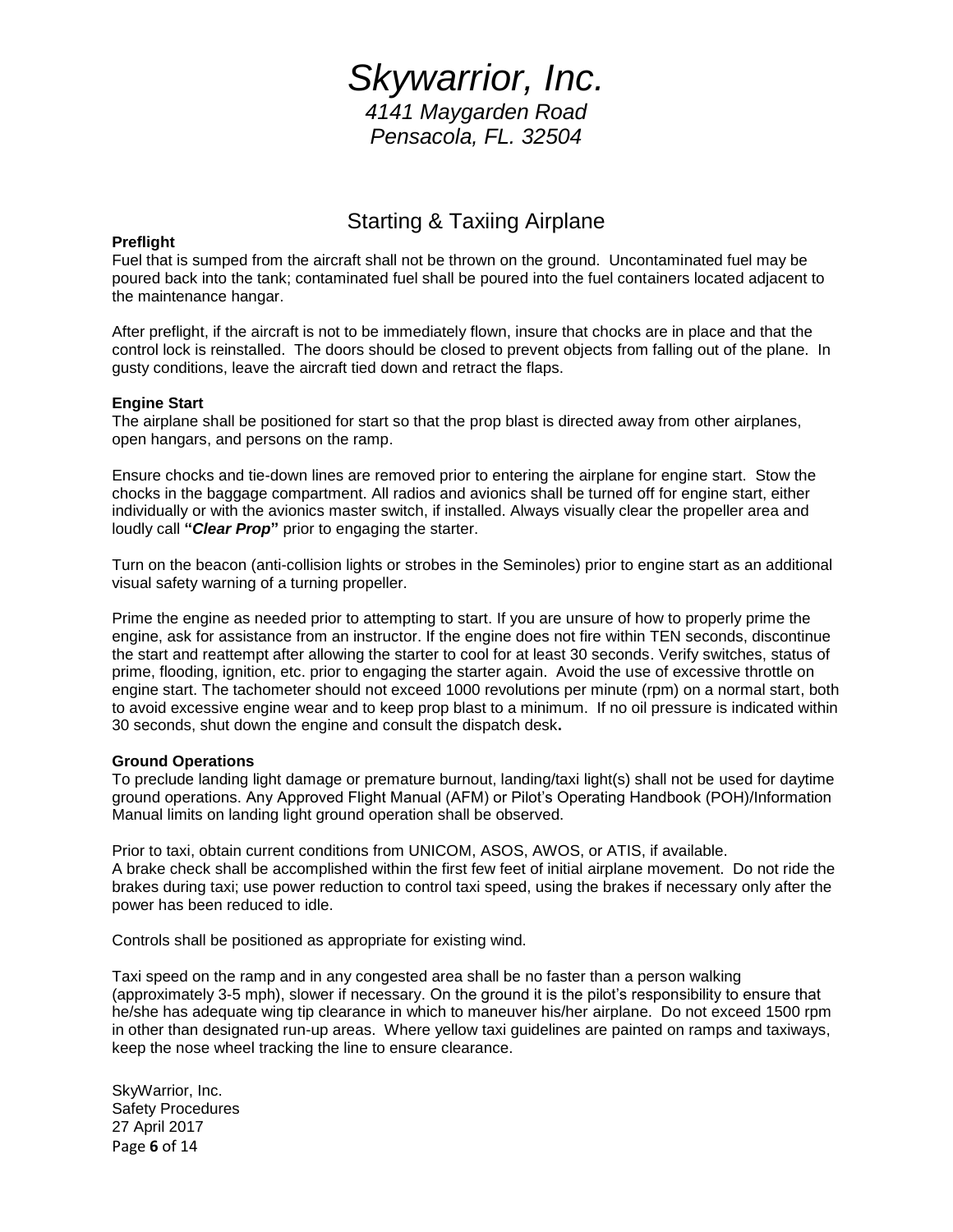# Skywarrior, Inc.

*4141 Maygarden Road*
*Pensacola, FL. 32504*

## Starting & Taxiing Airplane

**Preflight**

Fuel that is sumped from the aircraft shall not be thrown on the ground. Uncontaminated fuel may be poured back into the tank; contaminated fuel shall be poured into the fuel containers located adjacent to the maintenance hangar.

After preflight, if the aircraft is not to be immediately flown, insure that chocks are in place and that the control lock is reinstalled. The doors should be closed to prevent objects from falling out of the plane. In gusty conditions, leave the aircraft tied down and retract the flaps.

**Engine Start**

The airplane shall be positioned for start so that the prop blast is directed away from other airplanes, open hangars, and persons on the ramp.

Ensure chocks and tie-down lines are removed prior to entering the airplane for engine start. Stow the chocks in the baggage compartment. All radios and avionics shall be turned off for engine start, either individually or with the avionics master switch, if installed. Always visually clear the propeller area and loudly call **"*Clear Prop*"** prior to engaging the starter.

Turn on the beacon (anti-collision lights or strobes in the Seminoles) prior to engine start as an additional visual safety warning of a turning propeller.

Prime the engine as needed prior to attempting to start. If you are unsure of how to properly prime the engine, ask for assistance from an instructor. If the engine does not fire within TEN seconds, discontinue the start and reattempt after allowing the starter to cool for at least 30 seconds. Verify switches, status of prime, flooding, ignition, etc. prior to engaging the starter again. Avoid the use of excessive throttle on engine start. The tachometer should not exceed 1000 revolutions per minute (rpm) on a normal start, both to avoid excessive engine wear and to keep prop blast to a minimum. If no oil pressure is indicated within 30 seconds, shut down the engine and consult the dispatch desk.

**Ground Operations**

To preclude landing light damage or premature burnout, landing/taxi light(s) shall not be used for daytime ground operations. Any Approved Flight Manual (AFM) or Pilot's Operating Handbook (POH)/Information Manual limits on landing light ground operation shall be observed.

Prior to taxi, obtain current conditions from UNICOM, ASOS, AWOS, or ATIS, if available.
A brake check shall be accomplished within the first few feet of initial airplane movement. Do not ride the brakes during taxi; use power reduction to control taxi speed, using the brakes if necessary only after the power has been reduced to idle.

Controls shall be positioned as appropriate for existing wind.

Taxi speed on the ramp and in any congested area shall be no faster than a person walking (approximately 3-5 mph), slower if necessary. On the ground it is the pilot's responsibility to ensure that he/she has adequate wing tip clearance in which to maneuver his/her airplane. Do not exceed 1500 rpm in other than designated run-up areas. Where yellow taxi guidelines are painted on ramps and taxiways, keep the nose wheel tracking the line to ensure clearance.

SkyWarrior, Inc.
Safety Procedures
27 April 2017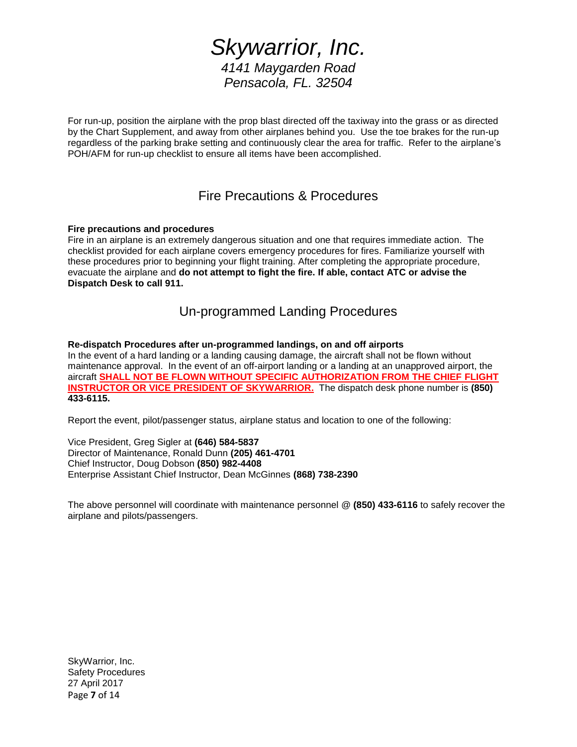For run-up, position the airplane with the prop blast directed off the taxiway into the grass or as directed by the Chart Supplement, and away from other airplanes behind you. Use the toe brakes for the run-up regardless of the parking brake setting and continuously clear the area for traffic. Refer to the airplane's POH/AFM for run-up checklist to ensure all items have been accomplished.

## Fire Precautions & Procedures

**Fire precautions and procedures**

Fire in an airplane is an extremely dangerous situation and one that requires immediate action. The checklist provided for each airplane covers emergency procedures for fires. Familiarize yourself with these procedures prior to beginning your flight training. After completing the appropriate procedure, evacuate the airplane and **do not attempt to fight the fire. If able, contact ATC or advise the Dispatch Desk to call 911.**

## Un-programmed Landing Procedures

**Re-dispatch Procedures after un-programmed landings, on and off airports**

In the event of a hard landing or a landing causing damage, the aircraft shall not be flown without maintenance approval. In the event of an off-airport landing or a landing at an unapproved airport, the aircraft **SHALL NOT BE FLOWN WITHOUT SPECIFIC AUTHORIZATION FROM THE CHIEF FLIGHT INSTRUCTOR OR VICE PRESIDENT OF SKYWARRIOR.** The dispatch desk phone number is **(850) 433-6115.**

Report the event, pilot/passenger status, airplane status and location to one of the following:

Vice President, Greg Sigler at **(646) 584-5837**
Director of Maintenance, Ronald Dunn **(205) 461-4701**
Chief Instructor, Doug Dobson **(850) 982-4408**
Enterprise Assistant Chief Instructor, Dean McGinnes **(868) 738-2390**

The above personnel will coordinate with maintenance personnel @ **(850) 433-6116** to safely recover the airplane and pilots/passengers.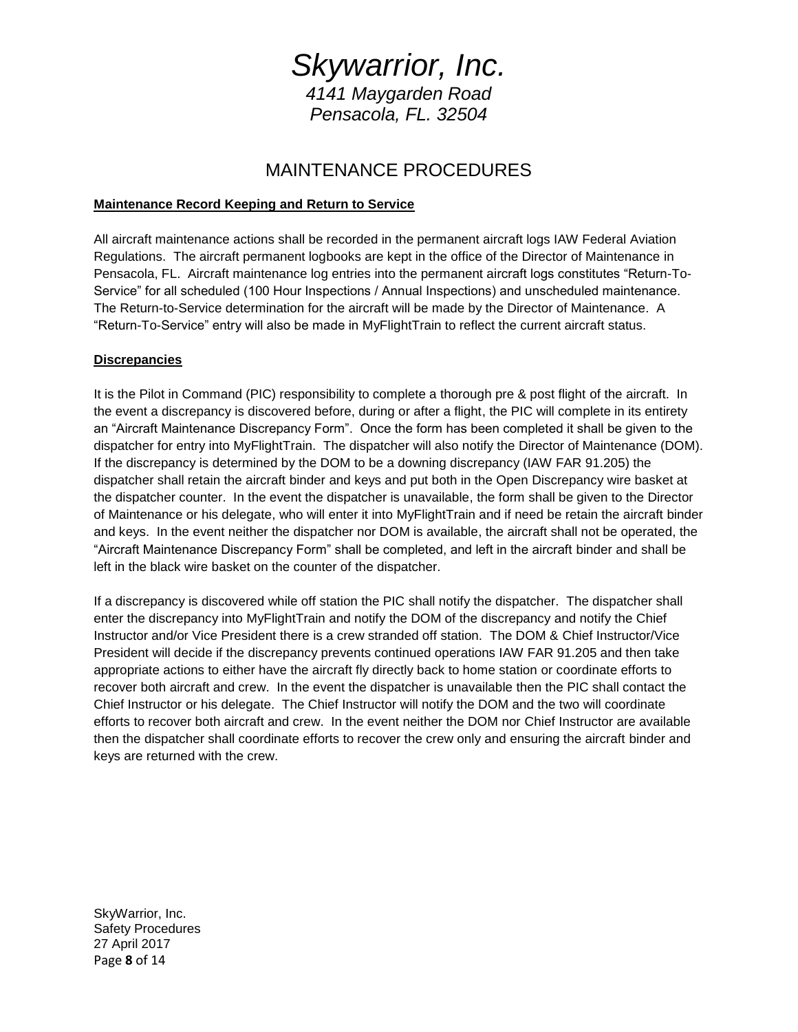# *Skywarrior, Inc.*

*4141 Maygarden Road*
*Pensacola, FL. 32504*

## MAINTENANCE PROCEDURES

**Maintenance Record Keeping and Return to Service**

All aircraft maintenance actions shall be recorded in the permanent aircraft logs IAW Federal Aviation Regulations. The aircraft permanent logbooks are kept in the office of the Director of Maintenance in Pensacola, FL. Aircraft maintenance log entries into the permanent aircraft logs constitutes "Return-To-Service" for all scheduled (100 Hour Inspections / Annual Inspections) and unscheduled maintenance. The Return-to-Service determination for the aircraft will be made by the Director of Maintenance. A "Return-To-Service" entry will also be made in MyFlightTrain to reflect the current aircraft status.

**Discrepancies**

It is the Pilot in Command (PIC) responsibility to complete a thorough pre & post flight of the aircraft. In the event a discrepancy is discovered before, during or after a flight, the PIC will complete in its entirety an "Aircraft Maintenance Discrepancy Form". Once the form has been completed it shall be given to the dispatcher for entry into MyFlightTrain. The dispatcher will also notify the Director of Maintenance (DOM). If the discrepancy is determined by the DOM to be a downing discrepancy (IAW FAR 91.205) the dispatcher shall retain the aircraft binder and keys and put both in the Open Discrepancy wire basket at the dispatcher counter. In the event the dispatcher is unavailable, the form shall be given to the Director of Maintenance or his delegate, who will enter it into MyFlightTrain and if need be retain the aircraft binder and keys. In the event neither the dispatcher nor DOM is available, the aircraft shall not be operated, the "Aircraft Maintenance Discrepancy Form" shall be completed, and left in the aircraft binder and shall be left in the black wire basket on the counter of the dispatcher.

If a discrepancy is discovered while off station the PIC shall notify the dispatcher. The dispatcher shall enter the discrepancy into MyFlightTrain and notify the DOM of the discrepancy and notify the Chief Instructor and/or Vice President there is a crew stranded off station. The DOM & Chief Instructor/Vice President will decide if the discrepancy prevents continued operations IAW FAR 91.205 and then take appropriate actions to either have the aircraft fly directly back to home station or coordinate efforts to recover both aircraft and crew. In the event the dispatcher is unavailable then the PIC shall contact the Chief Instructor or his delegate. The Chief Instructor will notify the DOM and the two will coordinate efforts to recover both aircraft and crew. In the event neither the DOM nor Chief Instructor are available then the dispatcher shall coordinate efforts to recover the crew only and ensuring the aircraft binder and keys are returned with the crew.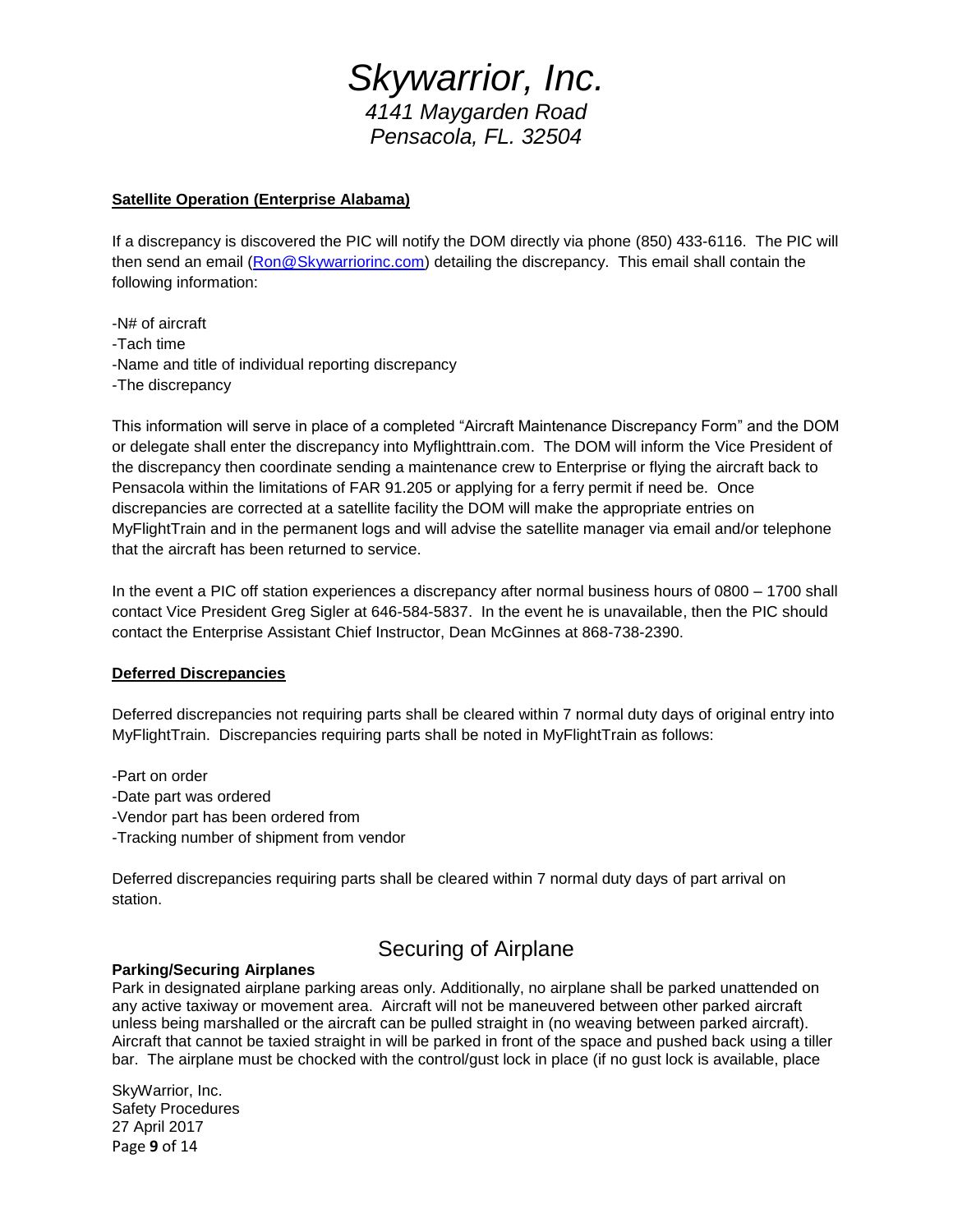# Skywarrior, Inc.

*4141 Maygarden Road*
*Pensacola, FL. 32504*

**Satellite Operation (Enterprise Alabama)**

If a discrepancy is discovered the PIC will notify the DOM directly via phone (850) 433-6116. The PIC will then send an email (Ron@Skywarriorinc.com) detailing the discrepancy. This email shall contain the following information:

-N# of aircraft
-Tach time
-Name and title of individual reporting discrepancy
-The discrepancy

This information will serve in place of a completed "Aircraft Maintenance Discrepancy Form" and the DOM or delegate shall enter the discrepancy into Myflighttrain.com. The DOM will inform the Vice President of the discrepancy then coordinate sending a maintenance crew to Enterprise or flying the aircraft back to Pensacola within the limitations of FAR 91.205 or applying for a ferry permit if need be. Once discrepancies are corrected at a satellite facility the DOM will make the appropriate entries on MyFlightTrain and in the permanent logs and will advise the satellite manager via email and/or telephone that the aircraft has been returned to service.

In the event a PIC off station experiences a discrepancy after normal business hours of 0800 – 1700 shall contact Vice President Greg Sigler at 646-584-5837. In the event he is unavailable, then the PIC should contact the Enterprise Assistant Chief Instructor, Dean McGinnes at 868-738-2390.

**Deferred Discrepancies**

Deferred discrepancies not requiring parts shall be cleared within 7 normal duty days of original entry into MyFlightTrain. Discrepancies requiring parts shall be noted in MyFlightTrain as follows:

-Part on order
-Date part was ordered
-Vendor part has been ordered from
-Tracking number of shipment from vendor

Deferred discrepancies requiring parts shall be cleared within 7 normal duty days of part arrival on station.

## Securing of Airplane

**Parking/Securing Airplanes**

Park in designated airplane parking areas only. Additionally, no airplane shall be parked unattended on any active taxiway or movement area. Aircraft will not be maneuvered between other parked aircraft unless being marshalled or the aircraft can be pulled straight in (no weaving between parked aircraft). Aircraft that cannot be taxied straight in will be parked in front of the space and pushed back using a tiller bar. The airplane must be chocked with the control/gust lock in place (if no gust lock is available, place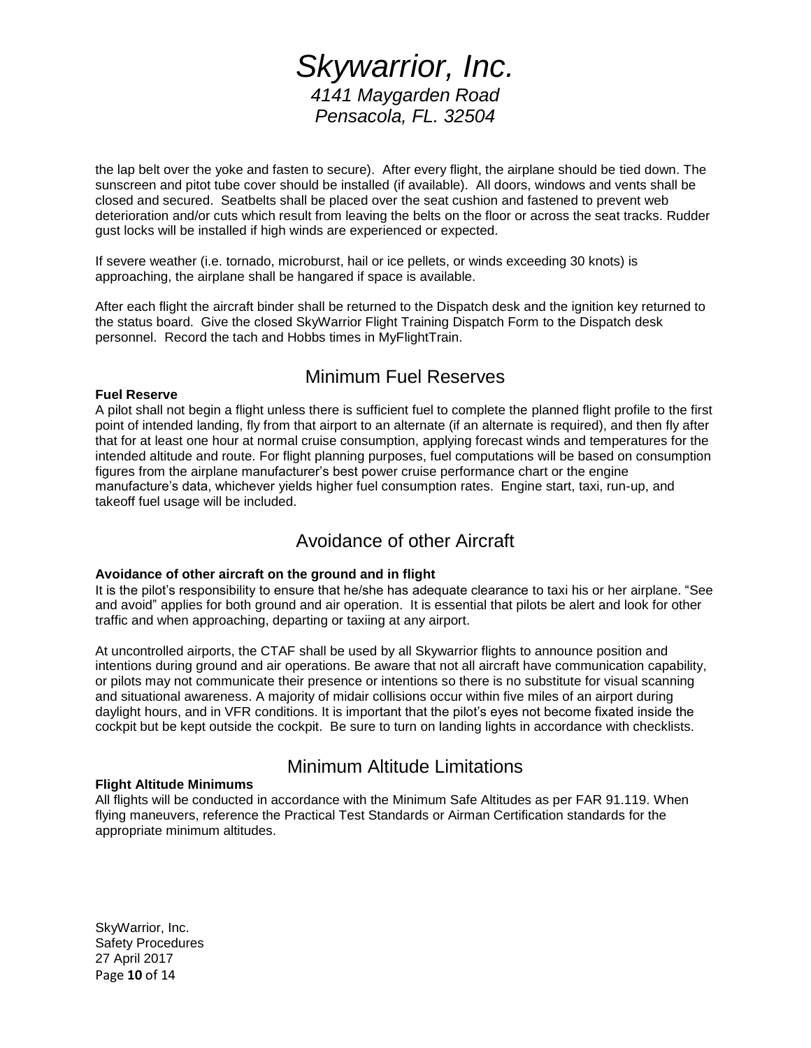the lap belt over the yoke and fasten to secure). After every flight, the airplane should be tied down. The sunscreen and pitot tube cover should be installed (if available). All doors, windows and vents shall be closed and secured. Seatbelts shall be placed over the seat cushion and fastened to prevent web deterioration and/or cuts which result from leaving the belts on the floor or across the seat tracks. Rudder gust locks will be installed if high winds are experienced or expected.

If severe weather (i.e. tornado, microburst, hail or ice pellets, or winds exceeding 30 knots) is approaching, the airplane shall be hangared if space is available.

After each flight the aircraft binder shall be returned to the Dispatch desk and the ignition key returned to the status board. Give the closed SkyWarrior Flight Training Dispatch Form to the Dispatch desk personnel. Record the tach and Hobbs times in MyFlightTrain.

## Minimum Fuel Reserves

**Fuel Reserve**

A pilot shall not begin a flight unless there is sufficient fuel to complete the planned flight profile to the first point of intended landing, fly from that airport to an alternate (if an alternate is required), and then fly after that for at least one hour at normal cruise consumption, applying forecast winds and temperatures for the intended altitude and route. For flight planning purposes, fuel computations will be based on consumption figures from the airplane manufacturer's best power cruise performance chart or the engine manufacture's data, whichever yields higher fuel consumption rates. Engine start, taxi, run-up, and takeoff fuel usage will be included.

## Avoidance of other Aircraft

**Avoidance of other aircraft on the ground and in flight**

It is the pilot's responsibility to ensure that he/she has adequate clearance to taxi his or her airplane. "See and avoid" applies for both ground and air operation. It is essential that pilots be alert and look for other traffic and when approaching, departing or taxiing at any airport.

At uncontrolled airports, the CTAF shall be used by all Skywarrior flights to announce position and intentions during ground and air operations. Be aware that not all aircraft have communication capability, or pilots may not communicate their presence or intentions so there is no substitute for visual scanning and situational awareness. A majority of midair collisions occur within five miles of an airport during daylight hours, and in VFR conditions. It is important that the pilot's eyes not become fixated inside the cockpit but be kept outside the cockpit. Be sure to turn on landing lights in accordance with checklists.

## Minimum Altitude Limitations

**Flight Altitude Minimums**

All flights will be conducted in accordance with the Minimum Safe Altitudes as per FAR 91.119. When flying maneuvers, reference the Practical Test Standards or Airman Certification standards for the appropriate minimum altitudes.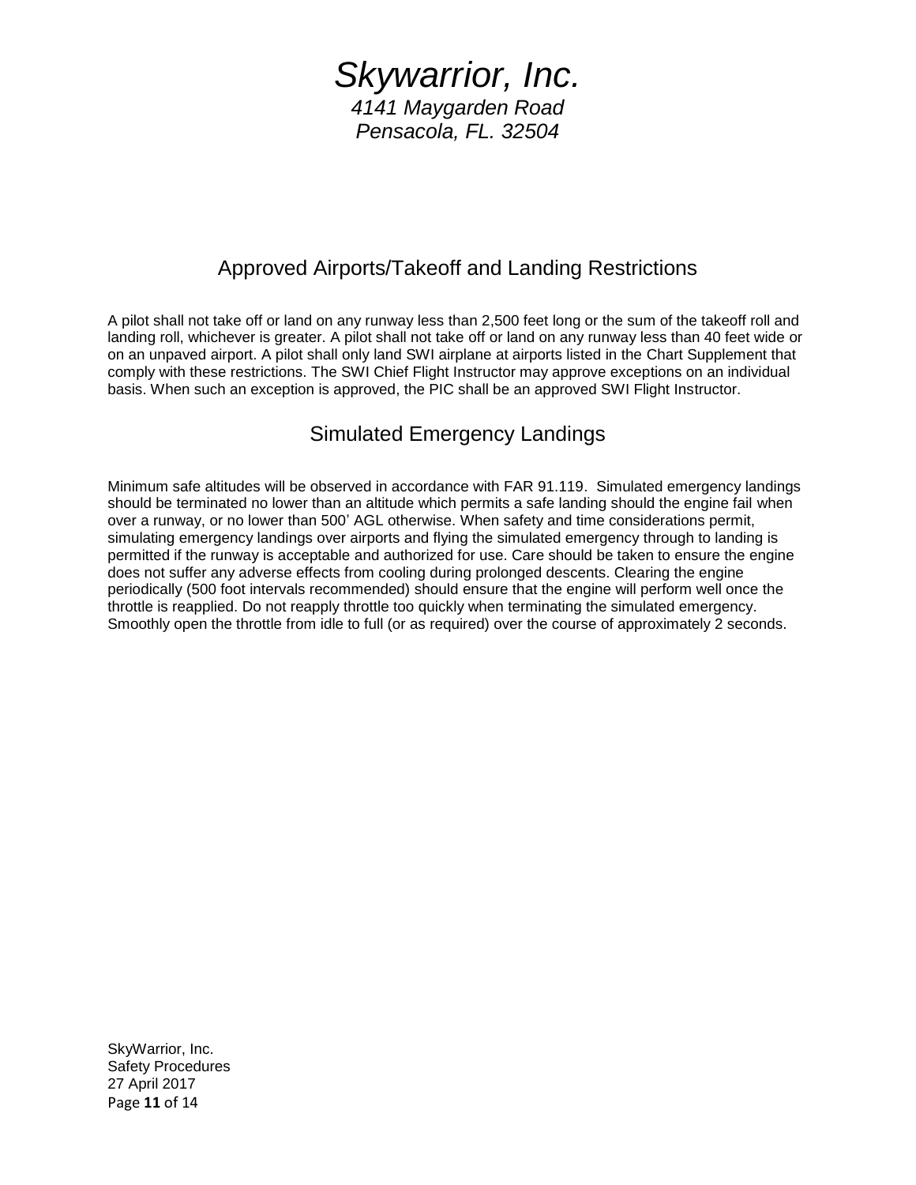# *Skywarrior, Inc.*

*4141 Maygarden Road*
*Pensacola, FL. 32504*

## Approved Airports/Takeoff and Landing Restrictions

A pilot shall not take off or land on any runway less than 2,500 feet long or the sum of the takeoff roll and landing roll, whichever is greater. A pilot shall not take off or land on any runway less than 40 feet wide or on an unpaved airport. A pilot shall only land SWI airplane at airports listed in the Chart Supplement that comply with these restrictions. The SWI Chief Flight Instructor may approve exceptions on an individual basis. When such an exception is approved, the PIC shall be an approved SWI Flight Instructor.

## Simulated Emergency Landings

Minimum safe altitudes will be observed in accordance with FAR 91.119. Simulated emergency landings should be terminated no lower than an altitude which permits a safe landing should the engine fail when over a runway, or no lower than 500' AGL otherwise. When safety and time considerations permit, simulating emergency landings over airports and flying the simulated emergency through to landing is permitted if the runway is acceptable and authorized for use. Care should be taken to ensure the engine does not suffer any adverse effects from cooling during prolonged descents. Clearing the engine periodically (500 foot intervals recommended) should ensure that the engine will perform well once the throttle is reapplied. Do not reapply throttle too quickly when terminating the simulated emergency. Smoothly open the throttle from idle to full (or as required) over the course of approximately 2 seconds.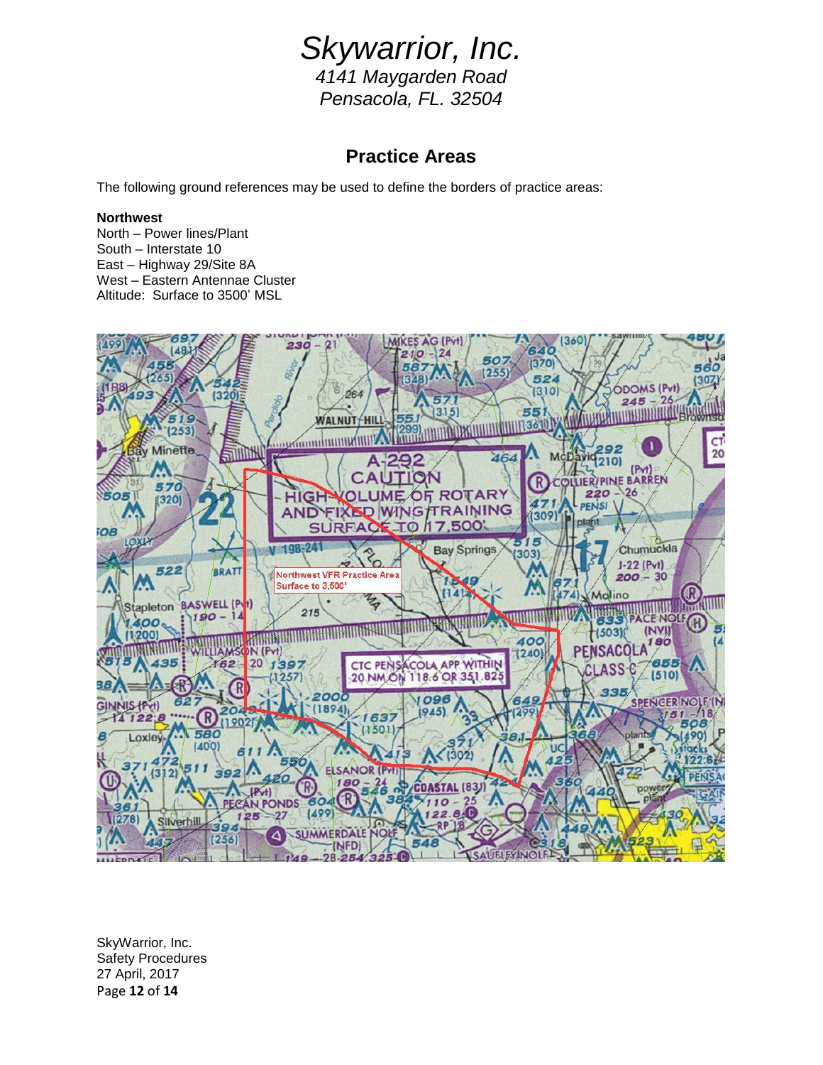# Skywarrior, Inc.

*4141 Maygarden Road*
*Pensacola, FL. 32504*

## Practice Areas

The following ground references may be used to define the borders of practice areas:

**Northwest**
North – Power lines/Plant
South – Interstate 10
East – Highway 29/Site 8A
West – Eastern Antennae Cluster
Altitude: Surface to 3500' MSL

SkyWarrior, Inc.
Safety Procedures
27 April, 2017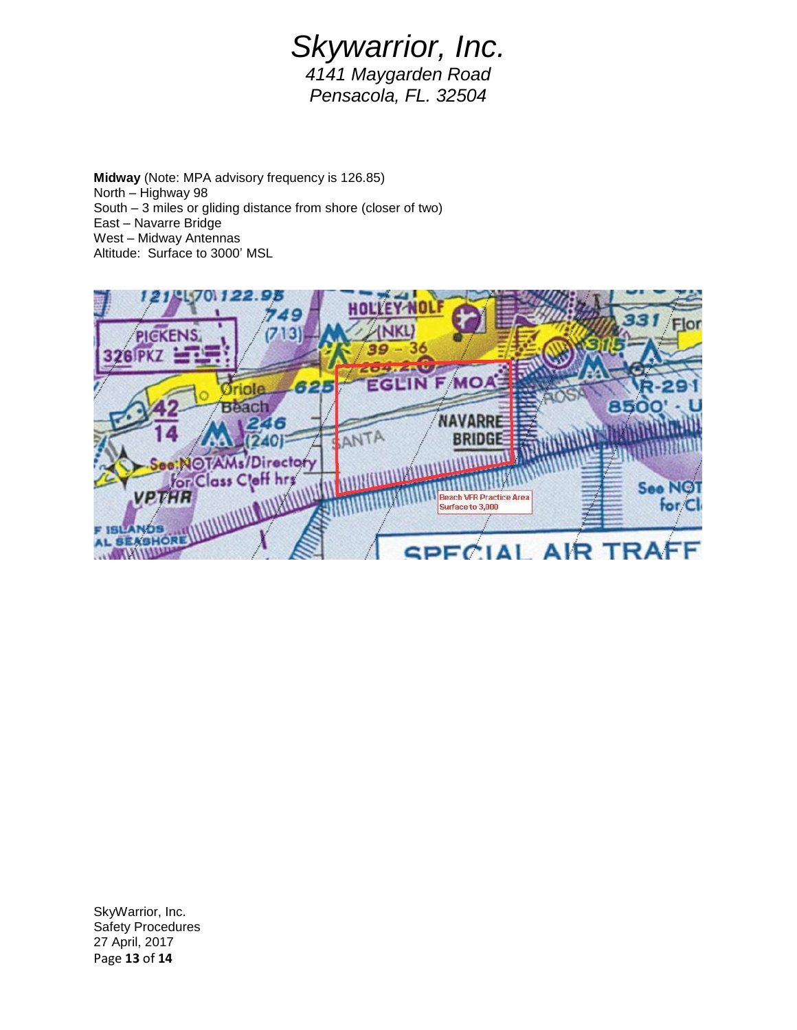**Midway** (Note: MPA advisory frequency is 126.85)
North – Highway 98
South – 3 miles or gliding distance from shore (closer of two)
East – Navarre Bridge
West – Midway Antennas
Altitude: Surface to 3000' MSL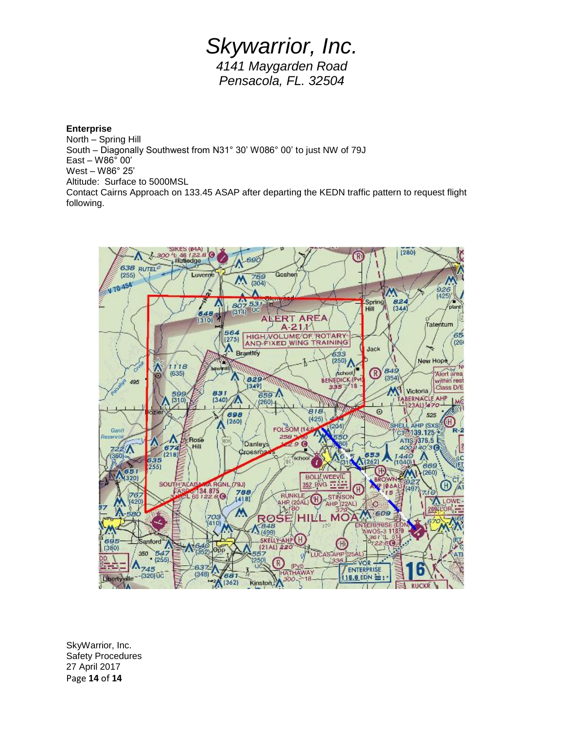# Skywarrior, Inc.

*4141 Maygarden Road*
*Pensacola, FL. 32504*

**Enterprise**
North – Spring Hill
South – Diagonally Southwest from N31° 30' W086° 00' to just NW of 79J
East – W86° 00'
West – W86° 25'
Altitude: Surface to 5000MSL
Contact Cairns Approach on 133.45 ASAP after departing the KEDN traffic pattern to request flight following.